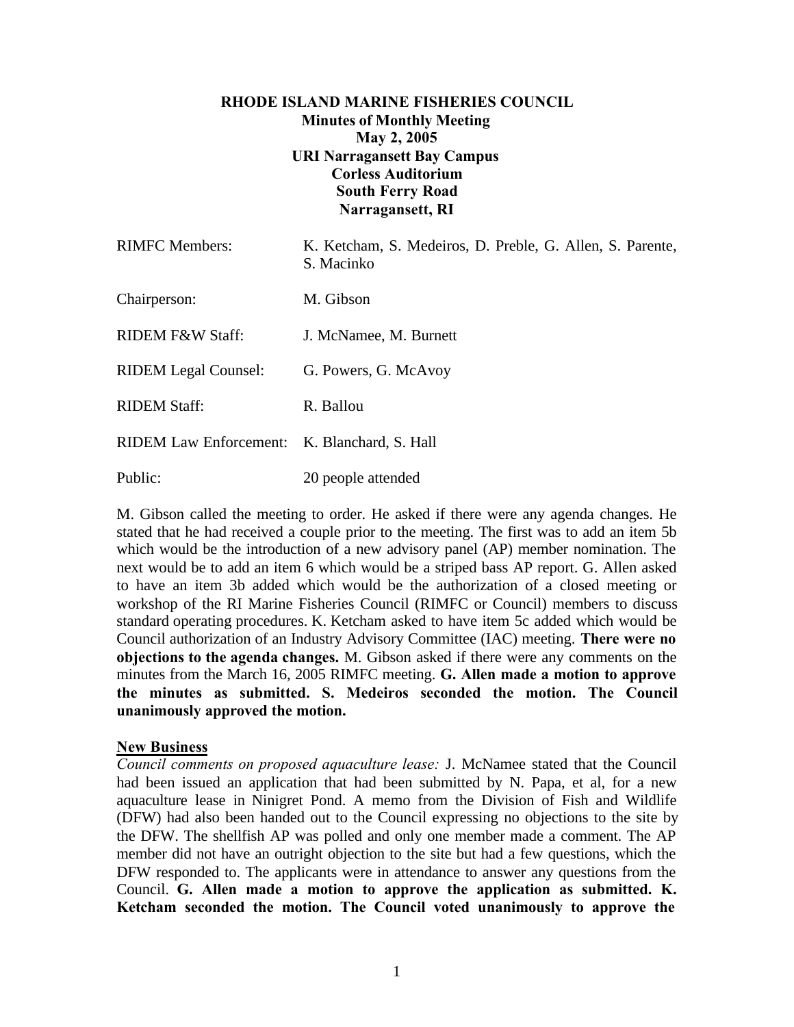**RHODE ISLAND MARINE FISHERIES COUNCIL**
**Minutes of Monthly Meeting**
**May 2, 2005**
**URI Narragansett Bay Campus**
**Corless Auditorium**
**South Ferry Road**
**Narragansett, RI**

| | |
|---|---|
| RIMFC Members: | K. Ketcham, S. Medeiros, D. Preble, G. Allen, S. Parente, S. Macinko |
| Chairperson: | M. Gibson |
| RIDEM F&W Staff: | J. McNamee, M. Burnett |
| RIDEM Legal Counsel: | G. Powers, G. McAvoy |
| RIDEM Staff: | R. Ballou |
| RIDEM Law Enforcement: | K. Blanchard, S. Hall |
| Public: | 20 people attended |

M. Gibson called the meeting to order. He asked if there were any agenda changes. He stated that he had received a couple prior to the meeting. The first was to add an item 5b which would be the introduction of a new advisory panel (AP) member nomination. The next would be to add an item 6 which would be a striped bass AP report. G. Allen asked to have an item 3b added which would be the authorization of a closed meeting or workshop of the RI Marine Fisheries Council (RIMFC or Council) members to discuss standard operating procedures. K. Ketcham asked to have item 5c added which would be Council authorization of an Industry Advisory Committee (IAC) meeting. **There were no objections to the agenda changes.** M. Gibson asked if there were any comments on the minutes from the March 16, 2005 RIMFC meeting. **G. Allen made a motion to approve the minutes as submitted. S. Medeiros seconded the motion. The Council unanimously approved the motion.**

**New Business**

*Council comments on proposed aquaculture lease:* J. McNamee stated that the Council had been issued an application that had been submitted by N. Papa, et al, for a new aquaculture lease in Ninigret Pond. A memo from the Division of Fish and Wildlife (DFW) had also been handed out to the Council expressing no objections to the site by the DFW. The shellfish AP was polled and only one member made a comment. The AP member did not have an outright objection to the site but had a few questions, which the DFW responded to. The applicants were in attendance to answer any questions from the Council. **G. Allen made a motion to approve the application as submitted. K. Ketcham seconded the motion. The Council voted unanimously to approve the**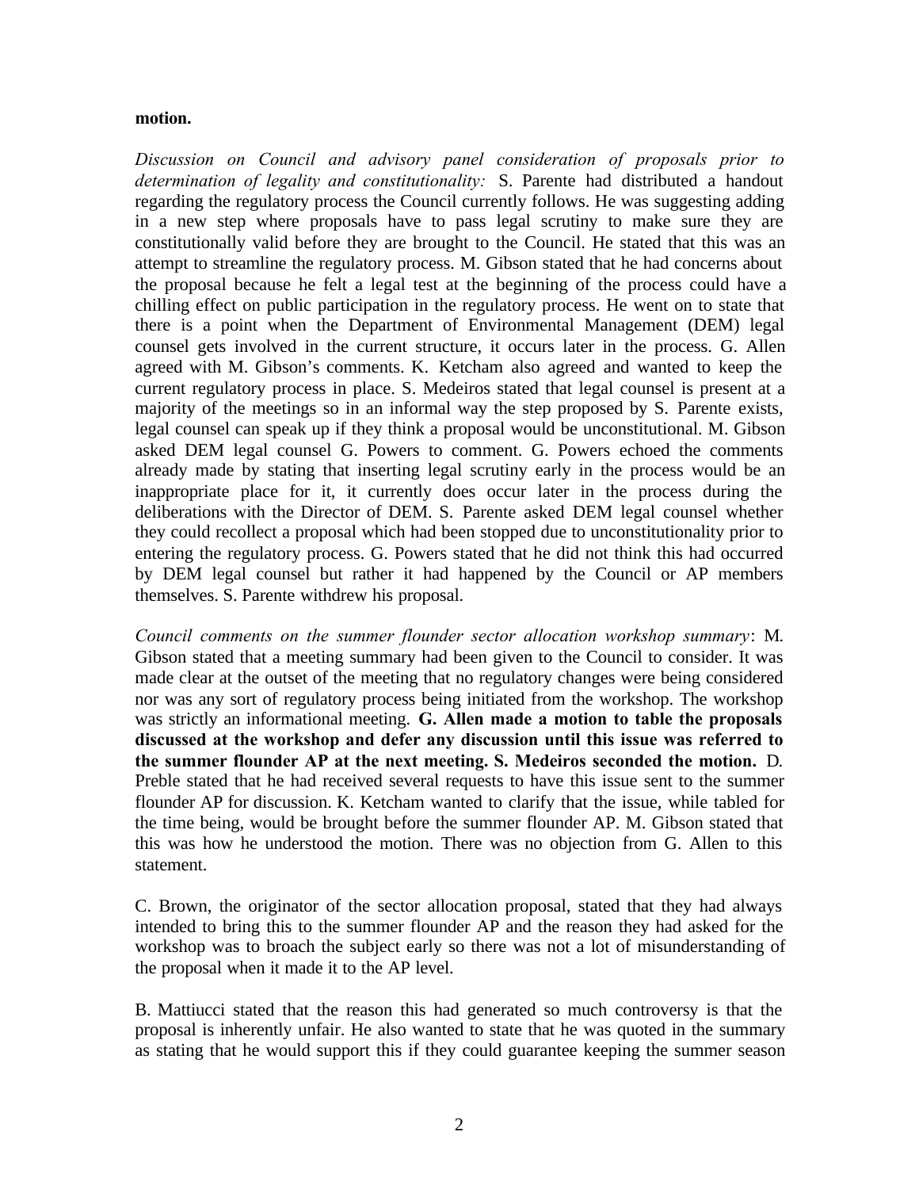**motion.**

*Discussion on Council and advisory panel consideration of proposals prior to determination of legality and constitutionality:* S. Parente had distributed a handout regarding the regulatory process the Council currently follows. He was suggesting adding in a new step where proposals have to pass legal scrutiny to make sure they are constitutionally valid before they are brought to the Council. He stated that this was an attempt to streamline the regulatory process. M. Gibson stated that he had concerns about the proposal because he felt a legal test at the beginning of the process could have a chilling effect on public participation in the regulatory process. He went on to state that there is a point when the Department of Environmental Management (DEM) legal counsel gets involved in the current structure, it occurs later in the process. G. Allen agreed with M. Gibson's comments. K. Ketcham also agreed and wanted to keep the current regulatory process in place. S. Medeiros stated that legal counsel is present at a majority of the meetings so in an informal way the step proposed by S. Parente exists, legal counsel can speak up if they think a proposal would be unconstitutional. M. Gibson asked DEM legal counsel G. Powers to comment. G. Powers echoed the comments already made by stating that inserting legal scrutiny early in the process would be an inappropriate place for it, it currently does occur later in the process during the deliberations with the Director of DEM. S. Parente asked DEM legal counsel whether they could recollect a proposal which had been stopped due to unconstitutionality prior to entering the regulatory process. G. Powers stated that he did not think this had occurred by DEM legal counsel but rather it had happened by the Council or AP members themselves. S. Parente withdrew his proposal.

*Council comments on the summer flounder sector allocation workshop summary*: M. Gibson stated that a meeting summary had been given to the Council to consider. It was made clear at the outset of the meeting that no regulatory changes were being considered nor was any sort of regulatory process being initiated from the workshop. The workshop was strictly an informational meeting. **G. Allen made a motion to table the proposals discussed at the workshop and defer any discussion until this issue was referred to the summer flounder AP at the next meeting. S. Medeiros seconded the motion.** D. Preble stated that he had received several requests to have this issue sent to the summer flounder AP for discussion. K. Ketcham wanted to clarify that the issue, while tabled for the time being, would be brought before the summer flounder AP. M. Gibson stated that this was how he understood the motion. There was no objection from G. Allen to this statement.

C. Brown, the originator of the sector allocation proposal, stated that they had always intended to bring this to the summer flounder AP and the reason they had asked for the workshop was to broach the subject early so there was not a lot of misunderstanding of the proposal when it made it to the AP level.

B. Mattiucci stated that the reason this had generated so much controversy is that the proposal is inherently unfair. He also wanted to state that he was quoted in the summary as stating that he would support this if they could guarantee keeping the summer season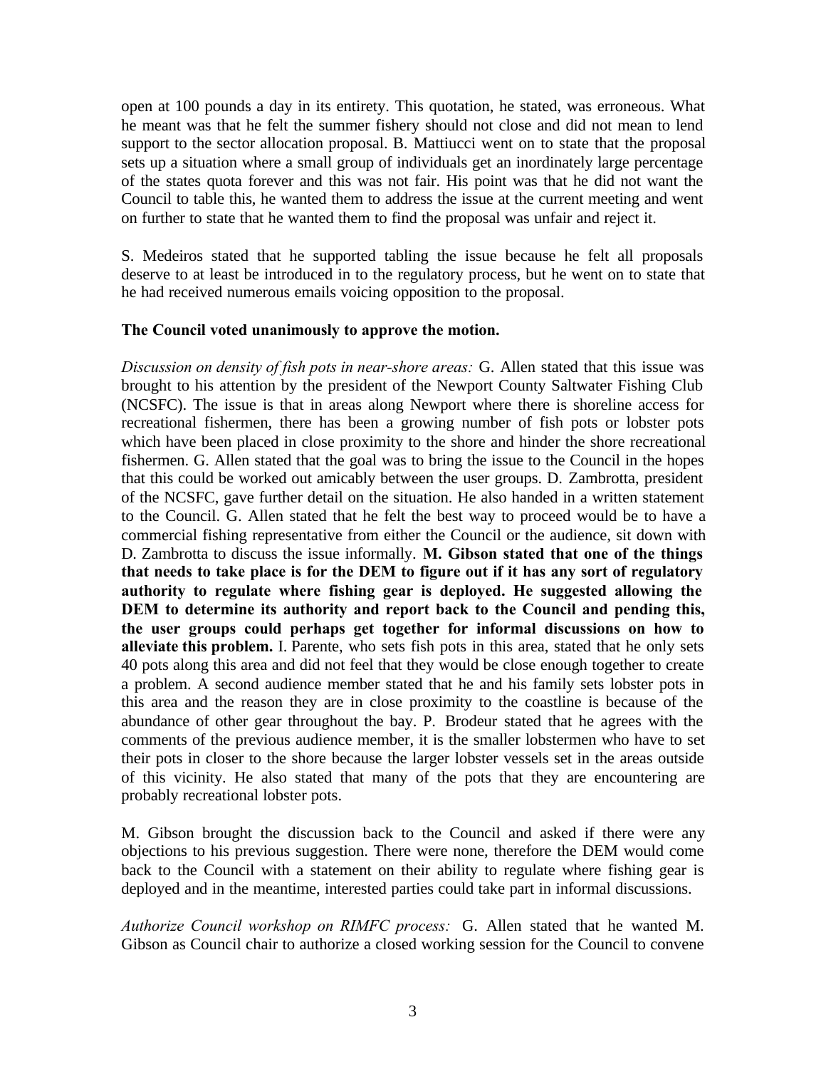open at 100 pounds a day in its entirety. This quotation, he stated, was erroneous. What he meant was that he felt the summer fishery should not close and did not mean to lend support to the sector allocation proposal. B. Mattiucci went on to state that the proposal sets up a situation where a small group of individuals get an inordinately large percentage of the states quota forever and this was not fair. His point was that he did not want the Council to table this, he wanted them to address the issue at the current meeting and went on further to state that he wanted them to find the proposal was unfair and reject it.

S. Medeiros stated that he supported tabling the issue because he felt all proposals deserve to at least be introduced in to the regulatory process, but he went on to state that he had received numerous emails voicing opposition to the proposal.

**The Council voted unanimously to approve the motion.**

*Discussion on density of fish pots in near-shore areas:* G. Allen stated that this issue was brought to his attention by the president of the Newport County Saltwater Fishing Club (NCSFC). The issue is that in areas along Newport where there is shoreline access for recreational fishermen, there has been a growing number of fish pots or lobster pots which have been placed in close proximity to the shore and hinder the shore recreational fishermen. G. Allen stated that the goal was to bring the issue to the Council in the hopes that this could be worked out amicably between the user groups. D. Zambrotta, president of the NCSFC, gave further detail on the situation. He also handed in a written statement to the Council. G. Allen stated that he felt the best way to proceed would be to have a commercial fishing representative from either the Council or the audience, sit down with D. Zambrotta to discuss the issue informally. **M. Gibson stated that one of the things that needs to take place is for the DEM to figure out if it has any sort of regulatory authority to regulate where fishing gear is deployed. He suggested allowing the DEM to determine its authority and report back to the Council and pending this, the user groups could perhaps get together for informal discussions on how to alleviate this problem.** I. Parente, who sets fish pots in this area, stated that he only sets 40 pots along this area and did not feel that they would be close enough together to create a problem. A second audience member stated that he and his family sets lobster pots in this area and the reason they are in close proximity to the coastline is because of the abundance of other gear throughout the bay. P. Brodeur stated that he agrees with the comments of the previous audience member, it is the smaller lobstermen who have to set their pots in closer to the shore because the larger lobster vessels set in the areas outside of this vicinity. He also stated that many of the pots that they are encountering are probably recreational lobster pots.

M. Gibson brought the discussion back to the Council and asked if there were any objections to his previous suggestion. There were none, therefore the DEM would come back to the Council with a statement on their ability to regulate where fishing gear is deployed and in the meantime, interested parties could take part in informal discussions.

*Authorize Council workshop on RIMFC process:* G. Allen stated that he wanted M. Gibson as Council chair to authorize a closed working session for the Council to convene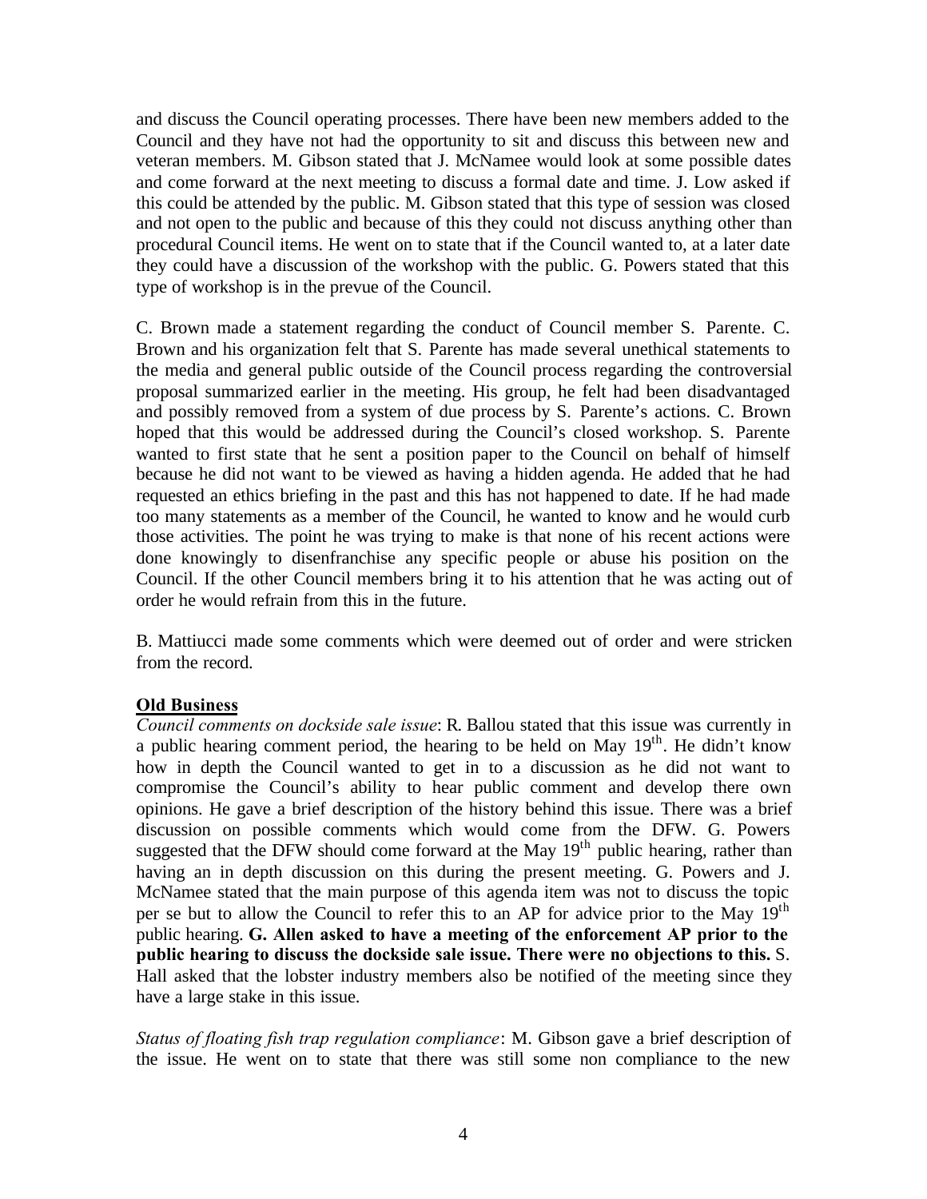and discuss the Council operating processes. There have been new members added to the Council and they have not had the opportunity to sit and discuss this between new and veteran members. M. Gibson stated that J. McNamee would look at some possible dates and come forward at the next meeting to discuss a formal date and time. J. Low asked if this could be attended by the public. M. Gibson stated that this type of session was closed and not open to the public and because of this they could not discuss anything other than procedural Council items. He went on to state that if the Council wanted to, at a later date they could have a discussion of the workshop with the public. G. Powers stated that this type of workshop is in the prevue of the Council.

C. Brown made a statement regarding the conduct of Council member S. Parente. C. Brown and his organization felt that S. Parente has made several unethical statements to the media and general public outside of the Council process regarding the controversial proposal summarized earlier in the meeting. His group, he felt had been disadvantaged and possibly removed from a system of due process by S. Parente's actions. C. Brown hoped that this would be addressed during the Council's closed workshop. S. Parente wanted to first state that he sent a position paper to the Council on behalf of himself because he did not want to be viewed as having a hidden agenda. He added that he had requested an ethics briefing in the past and this has not happened to date. If he had made too many statements as a member of the Council, he wanted to know and he would curb those activities. The point he was trying to make is that none of his recent actions were done knowingly to disenfranchise any specific people or abuse his position on the Council. If the other Council members bring it to his attention that he was acting out of order he would refrain from this in the future.

B. Mattiucci made some comments which were deemed out of order and were stricken from the record.

**Old Business**

*Council comments on dockside sale issue*: R. Ballou stated that this issue was currently in a public hearing comment period, the hearing to be held on May 19th. He didn't know how in depth the Council wanted to get in to a discussion as he did not want to compromise the Council's ability to hear public comment and develop there own opinions. He gave a brief description of the history behind this issue. There was a brief discussion on possible comments which would come from the DFW. G. Powers suggested that the DFW should come forward at the May 19th public hearing, rather than having an in depth discussion on this during the present meeting. G. Powers and J. McNamee stated that the main purpose of this agenda item was not to discuss the topic per se but to allow the Council to refer this to an AP for advice prior to the May 19th public hearing. **G. Allen asked to have a meeting of the enforcement AP prior to the public hearing to discuss the dockside sale issue. There were no objections to this.** S. Hall asked that the lobster industry members also be notified of the meeting since they have a large stake in this issue.

*Status of floating fish trap regulation compliance*: M. Gibson gave a brief description of the issue. He went on to state that there was still some non compliance to the new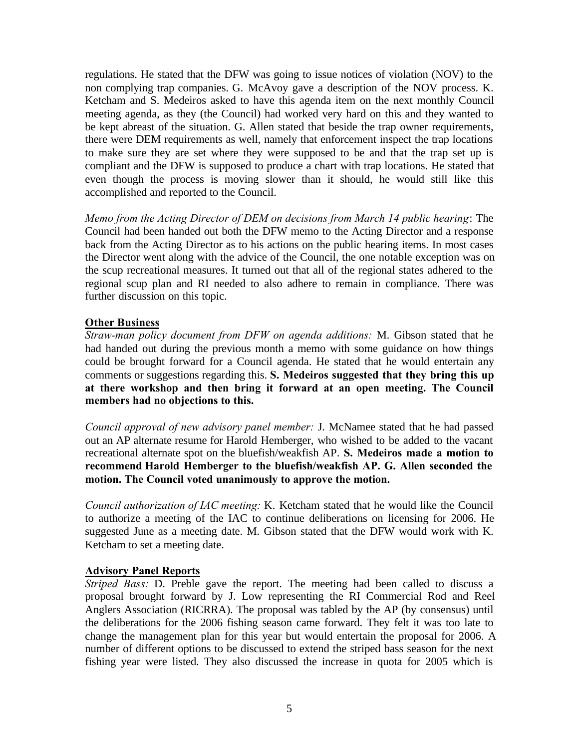regulations. He stated that the DFW was going to issue notices of violation (NOV) to the non complying trap companies. G. McAvoy gave a description of the NOV process. K. Ketcham and S. Medeiros asked to have this agenda item on the next monthly Council meeting agenda, as they (the Council) had worked very hard on this and they wanted to be kept abreast of the situation. G. Allen stated that beside the trap owner requirements, there were DEM requirements as well, namely that enforcement inspect the trap locations to make sure they are set where they were supposed to be and that the trap set up is compliant and the DFW is supposed to produce a chart with trap locations. He stated that even though the process is moving slower than it should, he would still like this accomplished and reported to the Council.

*Memo from the Acting Director of DEM on decisions from March 14 public hearing*: The Council had been handed out both the DFW memo to the Acting Director and a response back from the Acting Director as to his actions on the public hearing items. In most cases the Director went along with the advice of the Council, the one notable exception was on the scup recreational measures. It turned out that all of the regional states adhered to the regional scup plan and RI needed to also adhere to remain in compliance. There was further discussion on this topic.

**Other Business**

*Straw-man policy document from DFW on agenda additions:* M. Gibson stated that he had handed out during the previous month a memo with some guidance on how things could be brought forward for a Council agenda. He stated that he would entertain any comments or suggestions regarding this. **S. Medeiros suggested that they bring this up at there workshop and then bring it forward at an open meeting. The Council members had no objections to this.**

*Council approval of new advisory panel member:* J. McNamee stated that he had passed out an AP alternate resume for Harold Hemberger, who wished to be added to the vacant recreational alternate spot on the bluefish/weakfish AP. **S. Medeiros made a motion to recommend Harold Hemberger to the bluefish/weakfish AP. G. Allen seconded the motion. The Council voted unanimously to approve the motion.**

*Council authorization of IAC meeting:* K. Ketcham stated that he would like the Council to authorize a meeting of the IAC to continue deliberations on licensing for 2006. He suggested June as a meeting date. M. Gibson stated that the DFW would work with K. Ketcham to set a meeting date.

**Advisory Panel Reports**

*Striped Bass:* D. Preble gave the report. The meeting had been called to discuss a proposal brought forward by J. Low representing the RI Commercial Rod and Reel Anglers Association (RICRRA). The proposal was tabled by the AP (by consensus) until the deliberations for the 2006 fishing season came forward. They felt it was too late to change the management plan for this year but would entertain the proposal for 2006. A number of different options to be discussed to extend the striped bass season for the next fishing year were listed. They also discussed the increase in quota for 2005 which is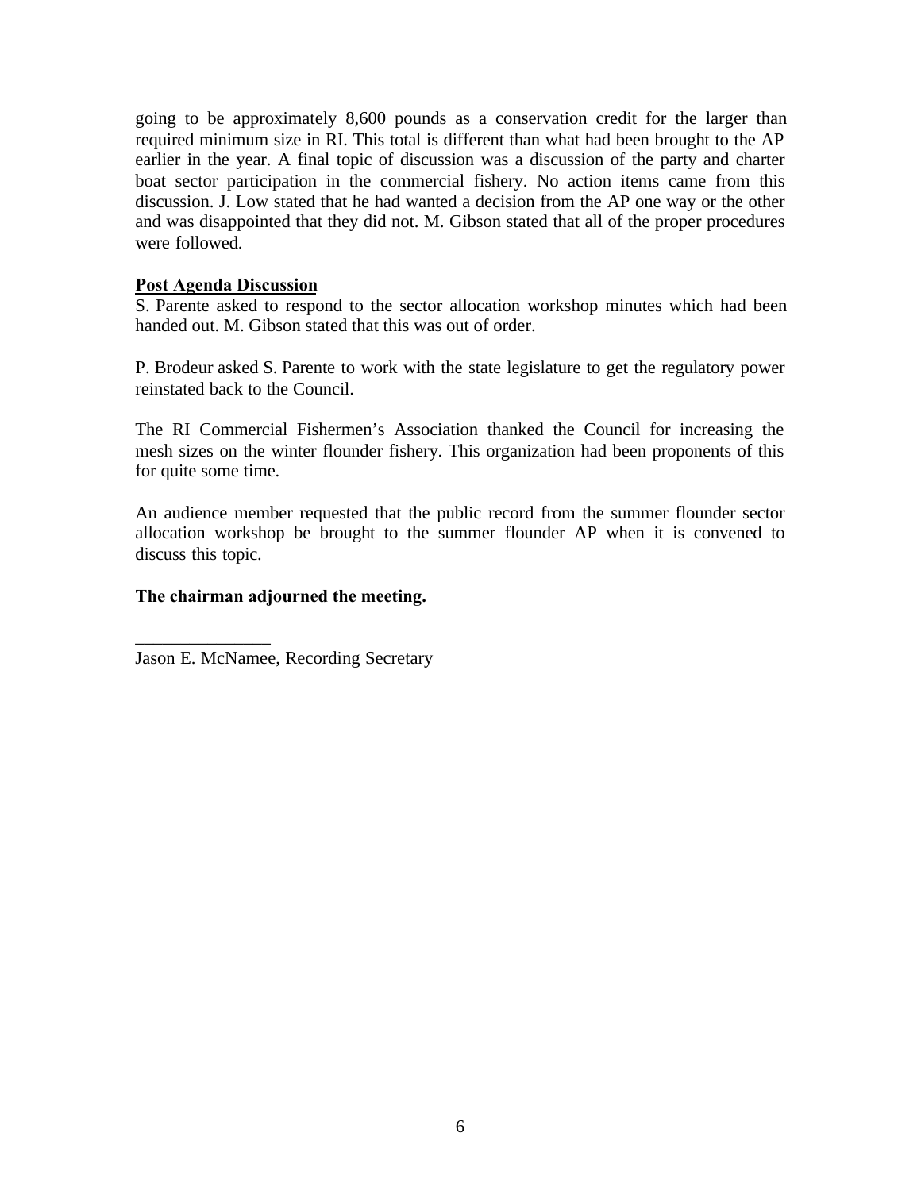going to be approximately 8,600 pounds as a conservation credit for the larger than required minimum size in RI. This total is different than what had been brought to the AP earlier in the year. A final topic of discussion was a discussion of the party and charter boat sector participation in the commercial fishery. No action items came from this discussion. J. Low stated that he had wanted a decision from the AP one way or the other and was disappointed that they did not. M. Gibson stated that all of the proper procedures were followed.

**Post Agenda Discussion**

S. Parente asked to respond to the sector allocation workshop minutes which had been handed out. M. Gibson stated that this was out of order.

P. Brodeur asked S. Parente to work with the state legislature to get the regulatory power reinstated back to the Council.

The RI Commercial Fishermen's Association thanked the Council for increasing the mesh sizes on the winter flounder fishery. This organization had been proponents of this for quite some time.

An audience member requested that the public record from the summer flounder sector allocation workshop be brought to the summer flounder AP when it is convened to discuss this topic.

**The chairman adjourned the meeting.**

_______________

Jason E. McNamee, Recording Secretary